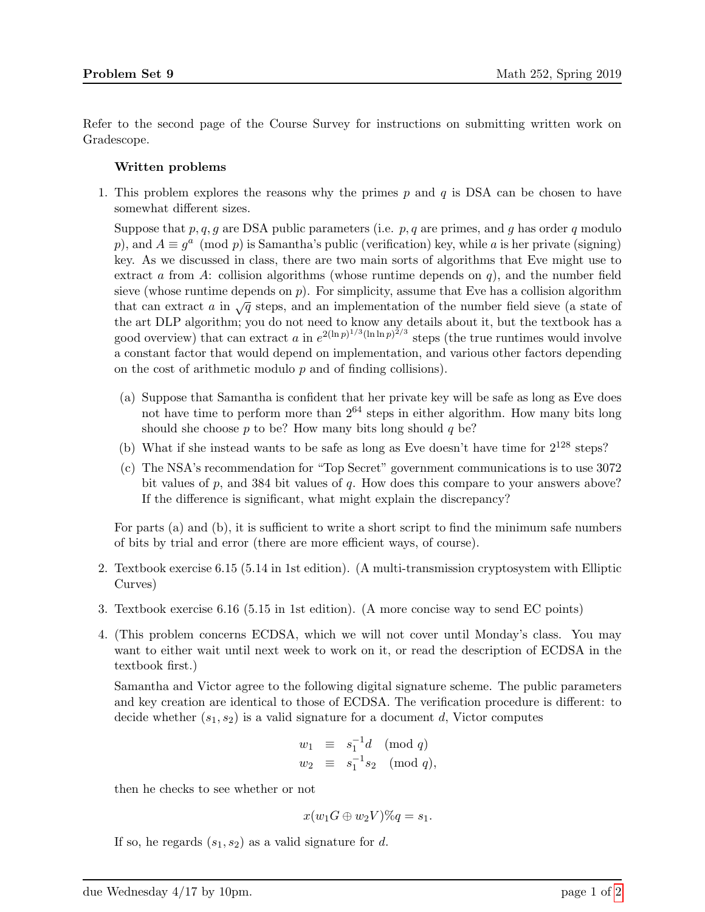Refer to the second page of the Course Survey for instructions on submitting written work on Gradescope.

**Written problems**

1. This problem explores the reasons why the primes $p$ and $q$ is DSA can be chosen to have somewhat different sizes.

   Suppose that $p, q, g$ are DSA public parameters (i.e. $p, q$ are primes, and $g$ has order $q$ modulo $p$), and $A \equiv g^a \pmod{p}$ is Samantha's public (verification) key, while $a$ is her private (signing) key. As we discussed in class, there are two main sorts of algorithms that Eve might use to extract $a$ from $A$: collision algorithms (whose runtime depends on $q$), and the number field sieve (whose runtime depends on $p$). For simplicity, assume that Eve has a collision algorithm that can extract $a$ in $\sqrt{q}$ steps, and an implementation of the number field sieve (a state of the art DLP algorithm; you do not need to know any details about it, but the textbook has a good overview) that can extract $a$ in $e^{2(\ln p)^{1/3}(\ln \ln p)^{2/3}}$ steps (the true runtimes would involve a constant factor that would depend on implementation, and various other factors depending on the cost of arithmetic modulo $p$ and of finding collisions).

   (a) Suppose that Samantha is confident that her private key will be safe as long as Eve does not have time to perform more than $2^{64}$ steps in either algorithm. How many bits long should she choose $p$ to be? How many bits long should $q$ be?

   (b) What if she instead wants to be safe as long as Eve doesn't have time for $2^{128}$ steps?

   (c) The NSA's recommendation for "Top Secret" government communications is to use 3072 bit values of $p$, and 384 bit values of $q$. How does this compare to your answers above? If the difference is significant, what might explain the discrepancy?

   For parts (a) and (b), it is sufficient to write a short script to find the minimum safe numbers of bits by trial and error (there are more efficient ways, of course).

2. Textbook exercise 6.15 (5.14 in 1st edition). (A multi-transmission cryptosystem with Elliptic Curves)

3. Textbook exercise 6.16 (5.15 in 1st edition). (A more concise way to send EC points)

4. (This problem concerns ECDSA, which we will not cover until Monday's class. You may want to either wait until next week to work on it, or read the description of ECDSA in the textbook first.)

   Samantha and Victor agree to the following digital signature scheme. The public parameters and key creation are identical to those of ECDSA. The verification procedure is different: to decide whether $(s_1, s_2)$ is a valid signature for a document $d$, Victor computes

   $$\begin{aligned} w_1 &\equiv s_1^{-1} d \pmod{q} \\ w_2 &\equiv s_1^{-1} s_2 \pmod{q}, \end{aligned}$$

   then he checks to see whether or not

   $$x(w_1 G \oplus w_2 V) \% q = s_1.$$

   If so, he regards $(s_1, s_2)$ as a valid signature for $d$.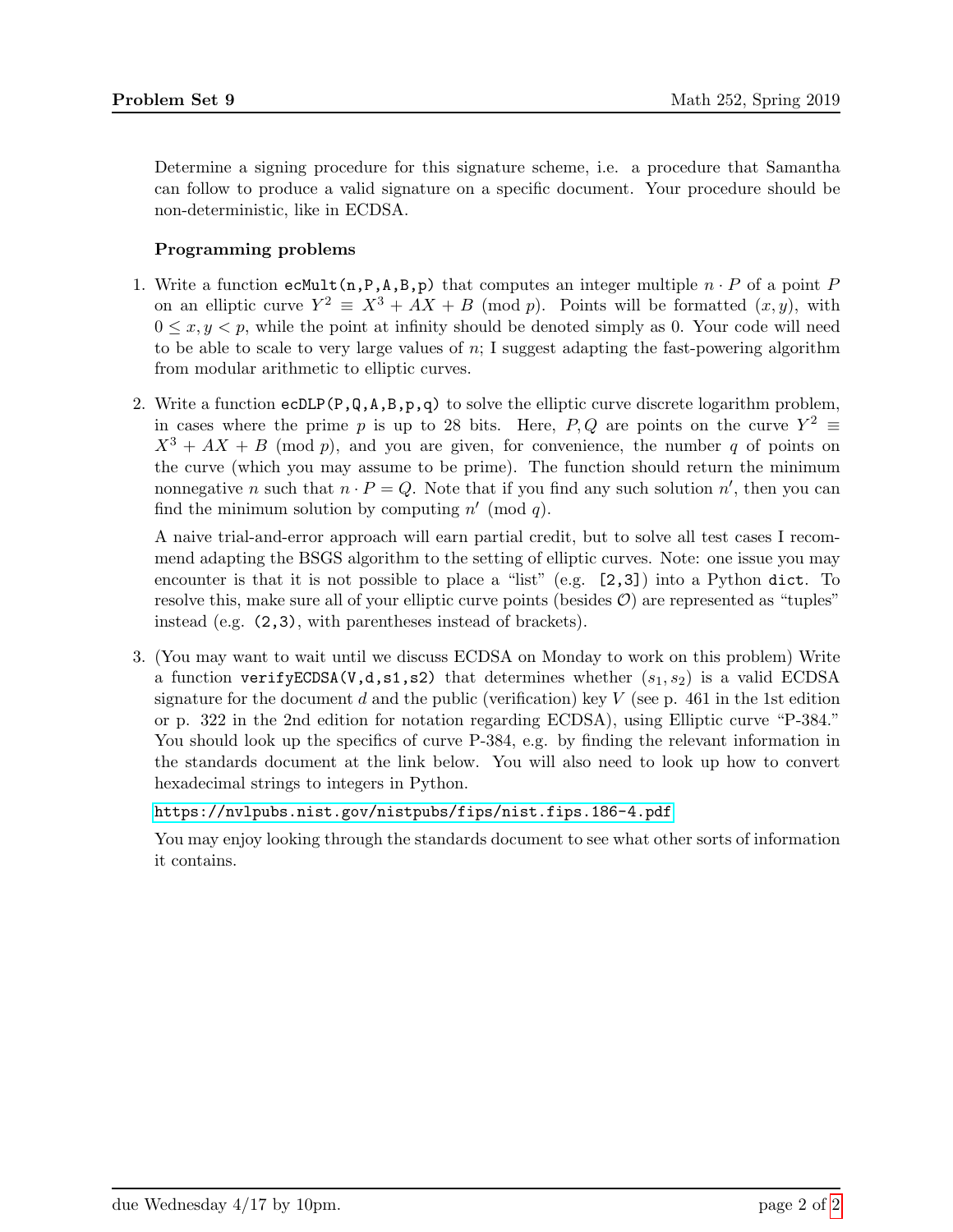Determine a signing procedure for this signature scheme, i.e. a procedure that Samantha can follow to produce a valid signature on a specific document. Your procedure should be non-deterministic, like in ECDSA.

**Programming problems**

1. Write a function `ecMult(n,P,A,B,p)` that computes an integer multiple $n \cdot P$ of a point $P$ on an elliptic curve $Y^2 \equiv X^3 + AX + B \pmod{p}$. Points will be formatted $(x, y)$, with $0 \le x, y < p$, while the point at infinity should be denoted simply as 0. Your code will need to be able to scale to very large values of $n$; I suggest adapting the fast-powering algorithm from modular arithmetic to elliptic curves.

2. Write a function `ecDLP(P,Q,A,B,p,q)` to solve the elliptic curve discrete logarithm problem, in cases where the prime $p$ is up to 28 bits. Here, $P, Q$ are points on the curve $Y^2 \equiv X^3 + AX + B \pmod{p}$, and you are given, for convenience, the number $q$ of points on the curve (which you may assume to be prime). The function should return the minimum nonnegative $n$ such that $n \cdot P = Q$. Note that if you find any such solution $n'$, then you can find the minimum solution by computing $n' \pmod{q}$.

   A naive trial-and-error approach will earn partial credit, but to solve all test cases I recommend adapting the BSGS algorithm to the setting of elliptic curves. Note: one issue you may encounter is that it is not possible to place a "list" (e.g. `[2,3]`) into a Python `dict`. To resolve this, make sure all of your elliptic curve points (besides $\mathcal{O}$) are represented as "tuples" instead (e.g. `(2,3)`, with parentheses instead of brackets).

3. (You may want to wait until we discuss ECDSA on Monday to work on this problem) Write a function `verifyECDSA(V,d,s1,s2)` that determines whether $(s_1, s_2)$ is a valid ECDSA signature for the document $d$ and the public (verification) key $V$ (see p. 461 in the 1st edition or p. 322 in the 2nd edition for notation regarding ECDSA), using Elliptic curve "P-384." You should look up the specifics of curve P-384, e.g. by finding the relevant information in the standards document at the link below. You will also need to look up how to convert hexadecimal strings to integers in Python.

   https://nvlpubs.nist.gov/nistpubs/fips/nist.fips.186-4.pdf

   You may enjoy looking through the standards document to see what other sorts of information it contains.